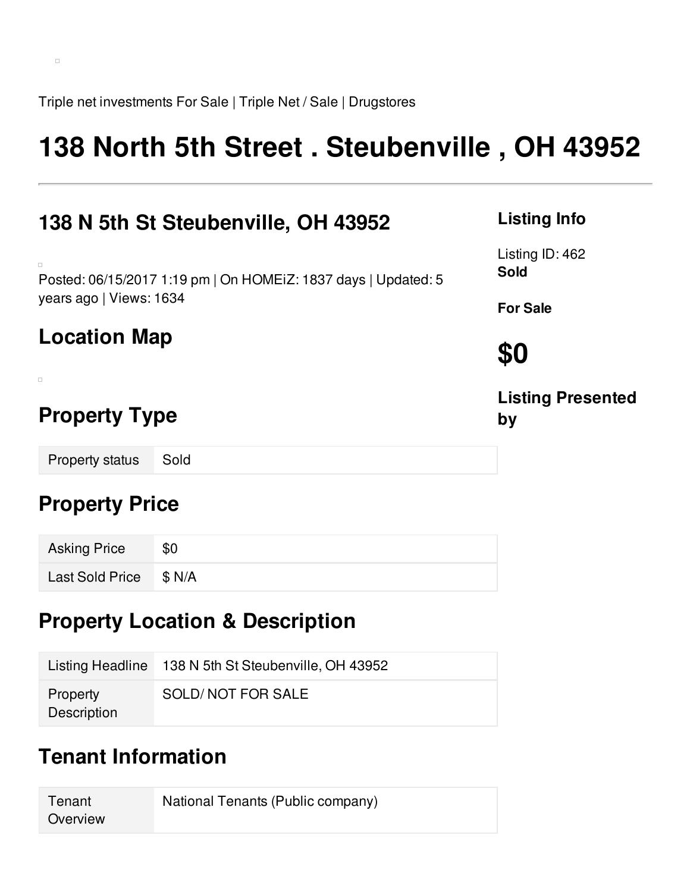Triple net investments For Sale | Triple Net / Sale | Drugstores

# 138 North 5th Street . Steubenville , OH 43952

## 138 N 5th St Steubenville, OH 43952

Posted: 06/15/2017 1:19 pm | On HOMEiZ: 1837 days | Updated: 5 years ago | Views: 1634

## Location Map

## Property Type

| Property status | Sold |
|---|---|

## Property Price

| Asking Price | $0 |
|---|---|
| Last Sold Price | $ N/A |

## Property Location & Description

| Listing Headline | 138 N 5th St Steubenville, OH 43952 |
|---|---|
| Property Description | SOLD/ NOT FOR SALE |

## Tenant Information

| Tenant Overview | National Tenants (Public company) |
|---|---|

## Listing Info

Listing ID: 462
**Sold**

**For Sale**

## $0

## Listing Presented by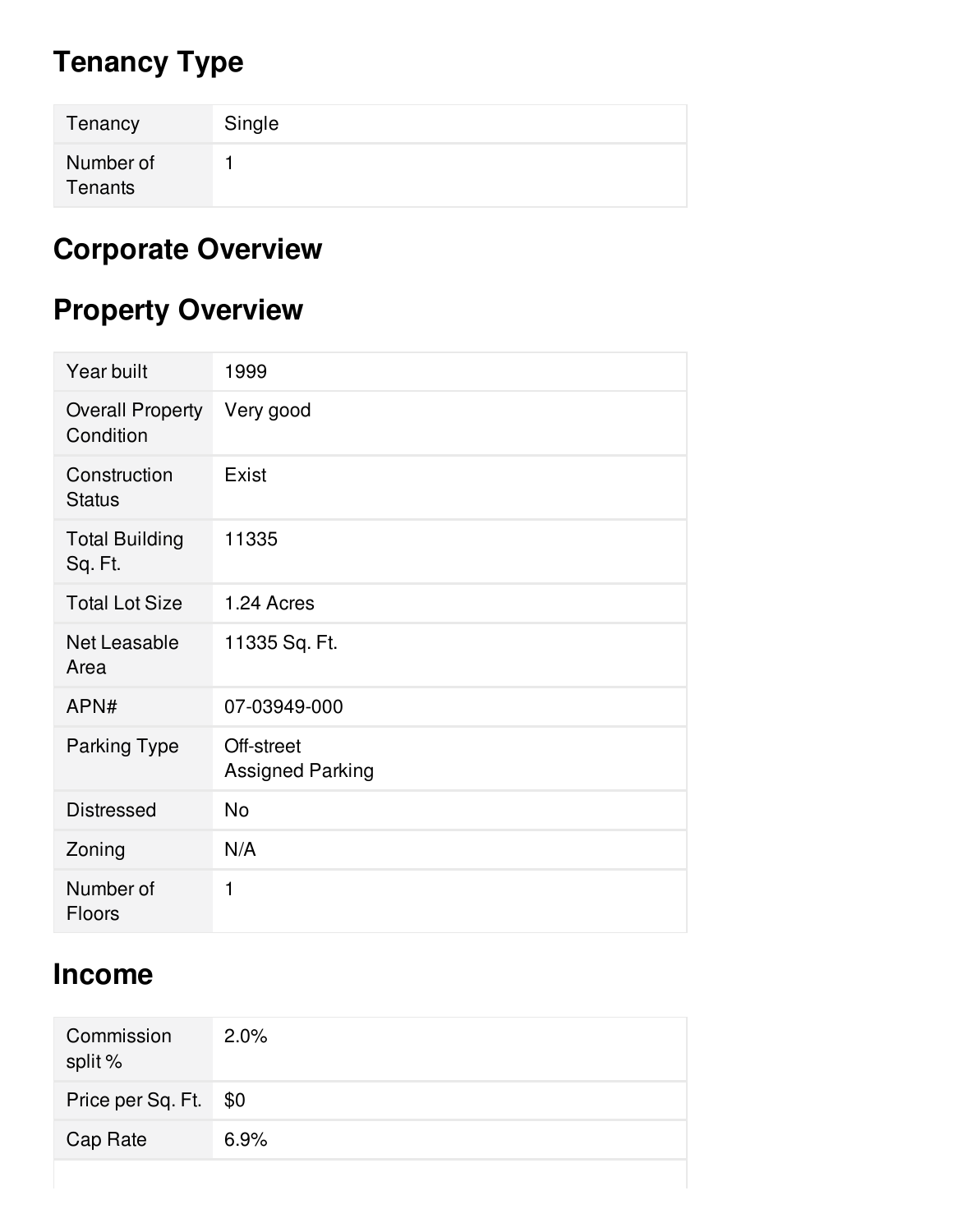# Tenancy Type

| Tenancy | Single |
|---|---|
| Number of Tenants | 1 |

# Corporate Overview

# Property Overview

| Year built | 1999 |
|---|---|
| Overall Property Condition | Very good |
| Construction Status | Exist |
| Total Building Sq. Ft. | 11335 |
| Total Lot Size | 1.24 Acres |
| Net Leasable Area | 11335 Sq. Ft. |
| APN# | 07-03949-000 |
| Parking Type | Off-street<br>Assigned Parking |
| Distressed | No |
| Zoning | N/A |
| Number of Floors | 1 |

# Income

| Commission split % | 2.0% |
|---|---|
| Price per Sq. Ft. | $0 |
| Cap Rate | 6.9% |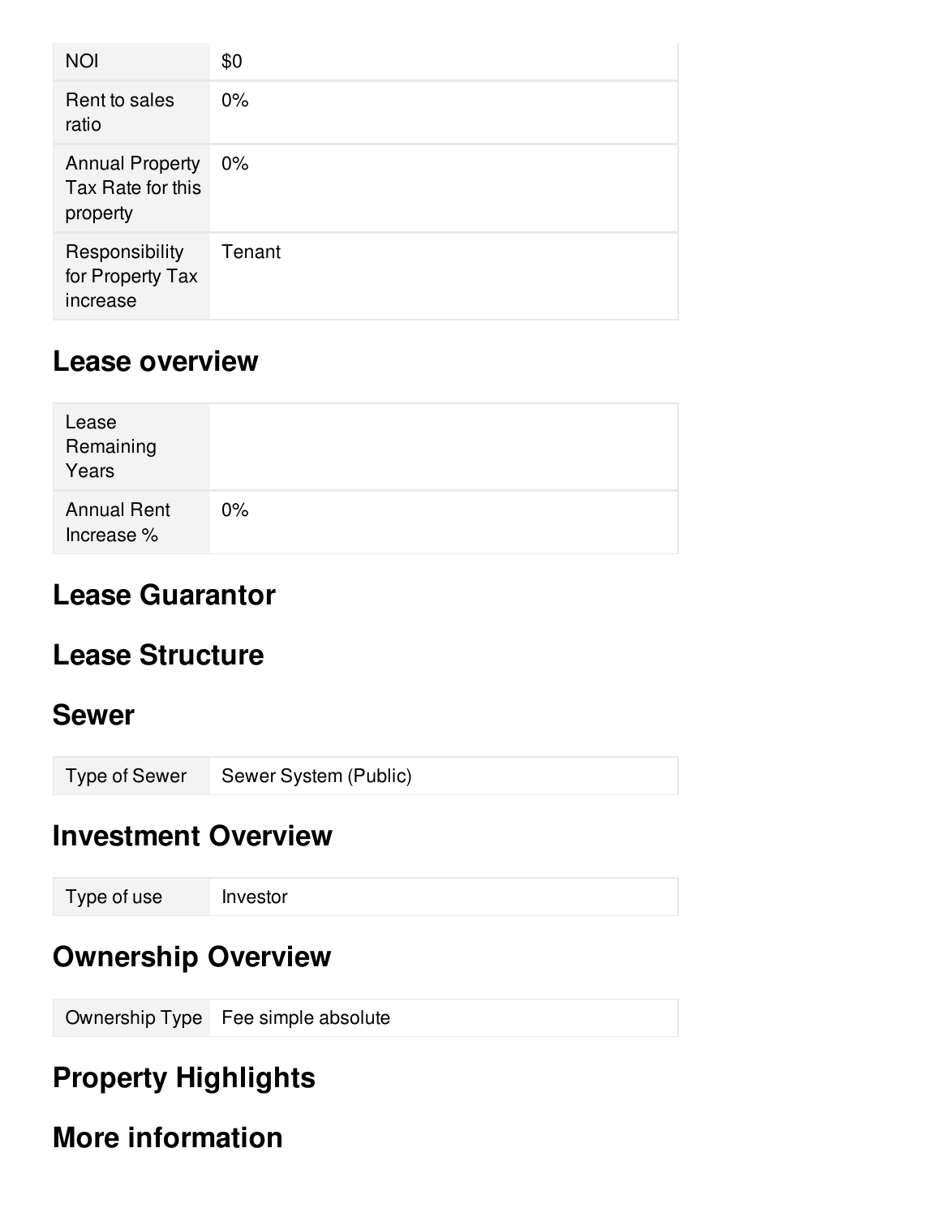| | |
|---|---|
| NOI | $0 |
| Rent to sales ratio | 0% |
| Annual Property Tax Rate for this property | 0% |
| Responsibility for Property Tax increase | Tenant |

## Lease overview

| | |
|---|---|
| Lease Remaining Years | |
| Annual Rent Increase % | 0% |

## Lease Guarantor

## Lease Structure

## Sewer

| | |
|---|---|
| Type of Sewer | Sewer System (Public) |

## Investment Overview

| | |
|---|---|
| Type of use | Investor |

## Ownership Overview

| | |
|---|---|
| Ownership Type | Fee simple absolute |

## Property Highlights

## More information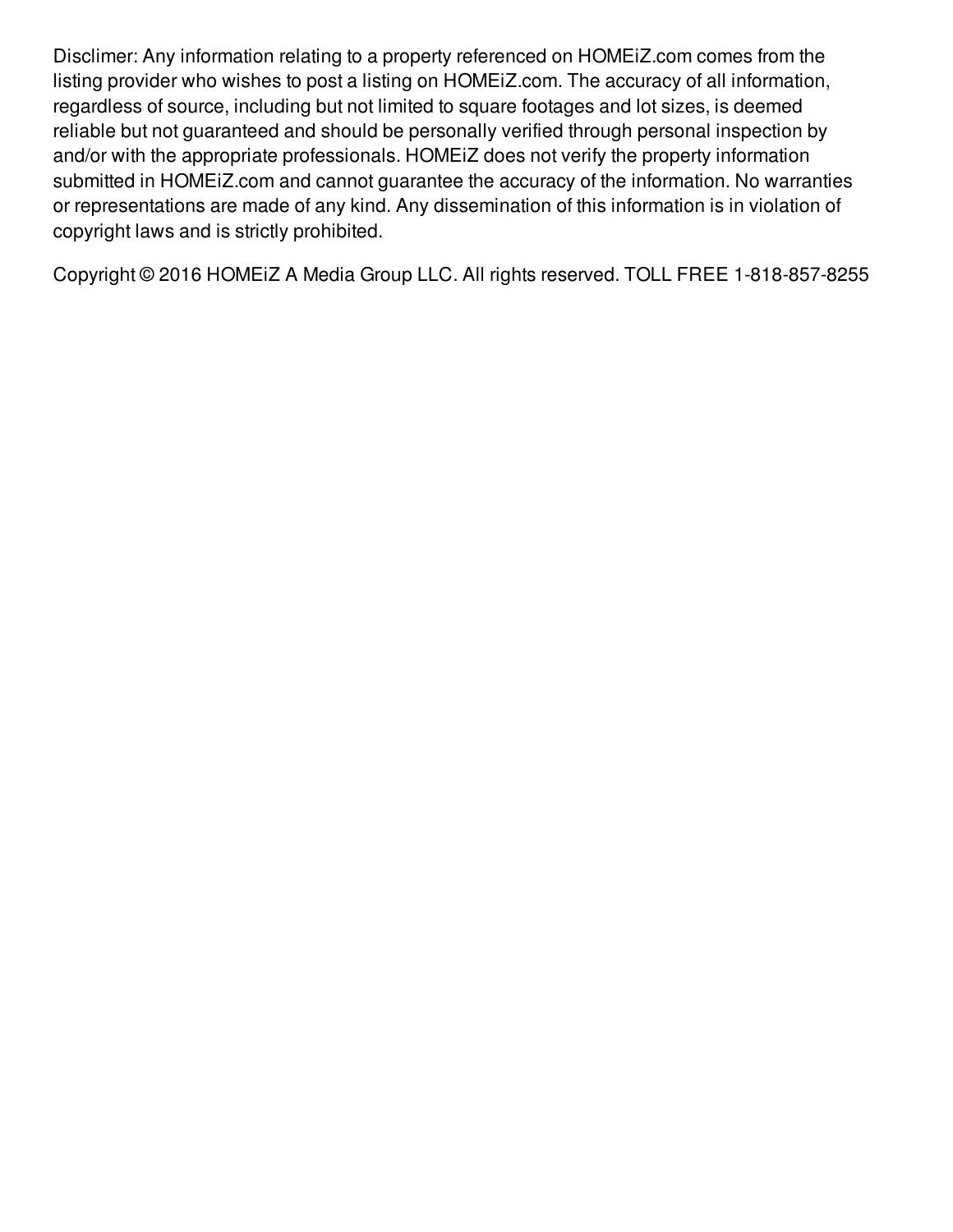Disclimer: Any information relating to a property referenced on HOMEiZ.com comes from the listing provider who wishes to post a listing on HOMEiZ.com. The accuracy of all information, regardless of source, including but not limited to square footages and lot sizes, is deemed reliable but not guaranteed and should be personally verified through personal inspection by and/or with the appropriate professionals. HOMEiZ does not verify the property information submitted in HOMEiZ.com and cannot guarantee the accuracy of the information. No warranties or representations are made of any kind. Any dissemination of this information is in violation of copyright laws and is strictly prohibited.

Copyright © 2016 HOMEiZ A Media Group LLC. All rights reserved. TOLL FREE 1-818-857-8255